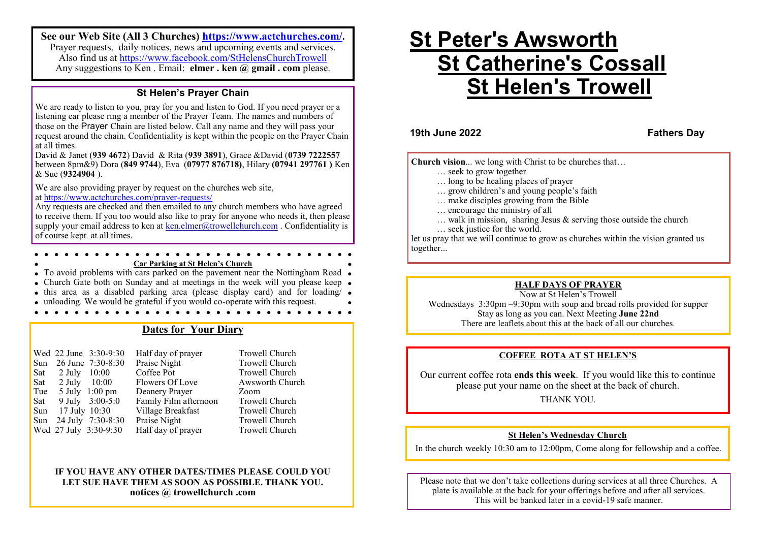**See our Web Site (All 3 Churches) https://www.actchurches.com/.**
Prayer requests, daily notices, news and upcoming events and services.
Also find us at https://www.facebook.com/StHelensChurchTrowell
Any suggestions to Ken . Email: **elmer . ken @ gmail . com** please.

### St Helen's Prayer Chain

We are ready to listen to you, pray for you and listen to God. If you need prayer or a listening ear please ring a member of the Prayer Team. The names and numbers of those on the Prayer Chain are listed below. Call any name and they will pass your request around the chain. Confidentiality is kept within the people on the Prayer Chain at all times.

David & Janet (**939 4672**) David & Rita (**939 3891**), Grace &David (**0739 7222557** between 8pm&9) Dora (**849 9744**), Eva (**07977 876718)**, Hilary **(07941 297761 )** Ken & Sue (**9324904** ).

We are also providing prayer by request on the churches web site, at https://www.actchurches.com/prayer-requests/

Any requests are checked and then emailed to any church members who have agreed to receive them. If you too would also like to pray for anyone who needs it, then please supply your email address to ken at ken.elmer@trowellchurch.com . Confidentiality is of course kept at all times.

**Car Parking at St Helen's Church**

To avoid problems with cars parked on the pavement near the Nottingham Road Church Gate both on Sunday and at meetings in the week will you please keep this area as a disabled parking area (please display card) and for loading/ unloading. We would be grateful if you would co-operate with this request.

### Dates for Your Diary

| | | |
|---|---|---|
| Wed 22 June 3:30-9:30 | Half day of prayer | Trowell Church |
| Sun 26 June 7:30-8:30 | Praise Night | Trowell Church |
| Sat 2 July 10:00 | Coffee Pot | Trowell Church |
| Sat 2 July 10:00 | Flowers Of Love | Awsworth Church |
| Tue 5 July 1:00 pm | Deanery Prayer | Zoom |
| Sat 9 July 3:00-5:0 | Family Film afternoon | Trowell Church |
| Sun 17 July 10:30 | Village Breakfast | Trowell Church |
| Sun 24 July 7:30-8:30 | Praise Night | Trowell Church |
| Wed 27 July 3:30-9:30 | Half day of prayer | Trowell Church |

**IF YOU HAVE ANY OTHER DATES/TIMES PLEASE COULD YOU LET SUE HAVE THEM AS SOON AS POSSIBLE. THANK YOU. notices @ trowellchurch .com**

# St Peter's Awsworth
# St Catherine's Cossall
# St Helen's Trowell

**19th June 2022** **Fathers Day**

**Church vision**... we long with Christ to be churches that…
- … seek to grow together
- … long to be healing places of prayer
- … grow children's and young people's faith
- … make disciples growing from the Bible
- … encourage the ministry of all
- … walk in mission, sharing Jesus & serving those outside the church
- … seek justice for the world.

let us pray that we will continue to grow as churches within the vision granted us together...

**HALF DAYS OF PRAYER**

Now at St Helen's Trowell
Wednesdays 3:30pm –9:30pm with soup and bread rolls provided for supper
Stay as long as you can. Next Meeting **June 22nd**
There are leaflets about this at the back of all our churches.

**COFFEE ROTA AT ST HELEN'S**

Our current coffee rota **ends this week**. If you would like this to continue please put your name on the sheet at the back of church.

THANK YOU.

**St Helen's Wednesday Church**

In the church weekly 10:30 am to 12:00pm, Come along for fellowship and a coffee.

Please note that we don't take collections during services at all three Churches. A plate is available at the back for your offerings before and after all services. This will be banked later in a covid-19 safe manner.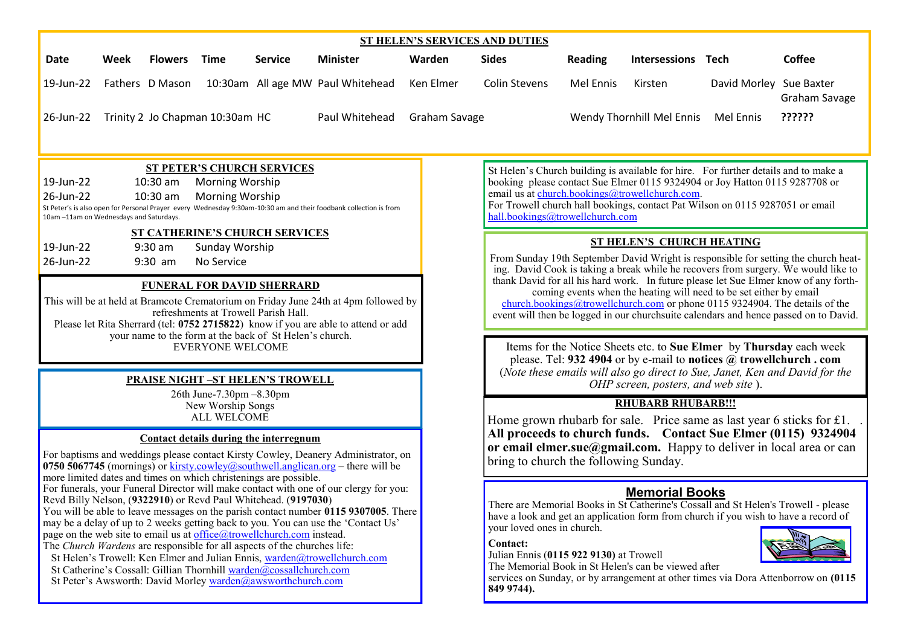## ST HELEN'S SERVICES AND DUTIES

| Date | Week | Flowers | Time | Service | Minister | Warden | Sides | Reading | Intersessions | Tech | Coffee |
|---|---|---|---|---|---|---|---|---|---|---|---|
| 19-Jun-22 | Fathers | D Mason | 10:30am | All age MW | Paul Whitehead | Ken Elmer | Colin Stevens | Mel Ennis | Kirsten | David Morley | Sue Baxter Graham Savage |
| 26-Jun-22 | Trinity 2 | Jo Chapman | 10:30am | HC | Paul Whitehead | Graham Savage | | Wendy Thornhill | Mel Ennis | Mel Ennis | ?????? |

## ST PETER'S CHURCH SERVICES

| | | |
|---|---|---|
| 19-Jun-22 | 10:30 am | Morning Worship |
| 26-Jun-22 | 10:30 am | Morning Worship |

St Peter's is also open for Personal Prayer every Wednesday 9:30am-10:30 am and their foodbank collection is from 10am –11am on Wednesdays and Saturdays.

## ST CATHERINE'S CHURCH SERVICES

| | | |
|---|---|---|
| 19-Jun-22 | 9:30 am | Sunday Worship |
| 26-Jun-22 | 9:30 am | No Service |

## FUNERAL FOR DAVID SHERRARD

This will be at held at Bramcote Crematorium on Friday June 24th at 4pm followed by refreshments at Trowell Parish Hall.
Please let Rita Sherrard (tel: **0752 2715822**) know if you are able to attend or add your name to the form at the back of St Helen's church.
EVERYONE WELCOME

## PRAISE NIGHT –ST HELEN'S TROWELL

26th June-7.30pm –8.30pm
New Worship Songs
ALL WELCOME

## Contact details during the interregnum

For baptisms and weddings please contact Kirsty Cowley, Deanery Administrator, on **0750 5067745** (mornings) or kirsty.cowley@southwell.anglican.org – there will be more limited dates and times on which christenings are possible.
For funerals, your Funeral Director will make contact with one of our clergy for you: Revd Billy Nelson, (**9322910**) or Revd Paul Whitehead. (**9197030**)
You will be able to leave messages on the parish contact number **0115 9307005**. There may be a delay of up to 2 weeks getting back to you. You can use the 'Contact Us' page on the web site to email us at office@trowellchurch.com instead.
The *Church Wardens* are responsible for all aspects of the churches life:
St Helen's Trowell: Ken Elmer and Julian Ennis, warden@trowellchurch.com
St Catherine's Cossall: Gillian Thornhill warden@cossallchurch.com
St Peter's Awsworth: David Morley warden@awsworthchurch.com

St Helen's Church building is available for hire. For further details and to make a booking please contact Sue Elmer 0115 9324904 or Joy Hatton 0115 9287708 or email us at church.bookings@trowellchurch.com.
For Trowell church hall bookings, contact Pat Wilson on 0115 9287051 or email hall.bookings@trowellchurch.com

## ST HELEN'S CHURCH HEATING

From Sunday 19th September David Wright is responsible for setting the church heating. David Cook is taking a break while he recovers from surgery. We would like to thank David for all his hard work. In future please let Sue Elmer know of any forthcoming events when the heating will need to be set either by email church.bookings@trowellchurch.com or phone 0115 9324904. The details of the event will then be logged in our churchsuite calendars and hence passed on to David.

Items for the Notice Sheets etc. to **Sue Elmer** by **Thursday** each week please. Tel: **932 4904** or by e-mail to **notices @ trowellchurch . com**
(*Note these emails will also go direct to Sue, Janet, Ken and David for the OHP screen, posters, and web site* ).

## RHUBARB RHUBARB!!!

Home grown rhubarb for sale. Price same as last year 6 sticks for £1. **All proceeds to church funds. Contact Sue Elmer (0115) 9324904 or email elmer.sue@gmail.com.** Happy to deliver in local area or can bring to church the following Sunday.

## Memorial Books

There are Memorial Books in St Catherine's Cossall and St Helen's Trowell - please have a look and get an application form from church if you wish to have a record of your loved ones in church.

**Contact:**
Julian Ennis (**0115 922 9130)** at Trowell
The Memorial Book in St Helen's can be viewed after services on Sunday, or by arrangement at other times via Dora Attenborrow on **(0115 849 9744).**